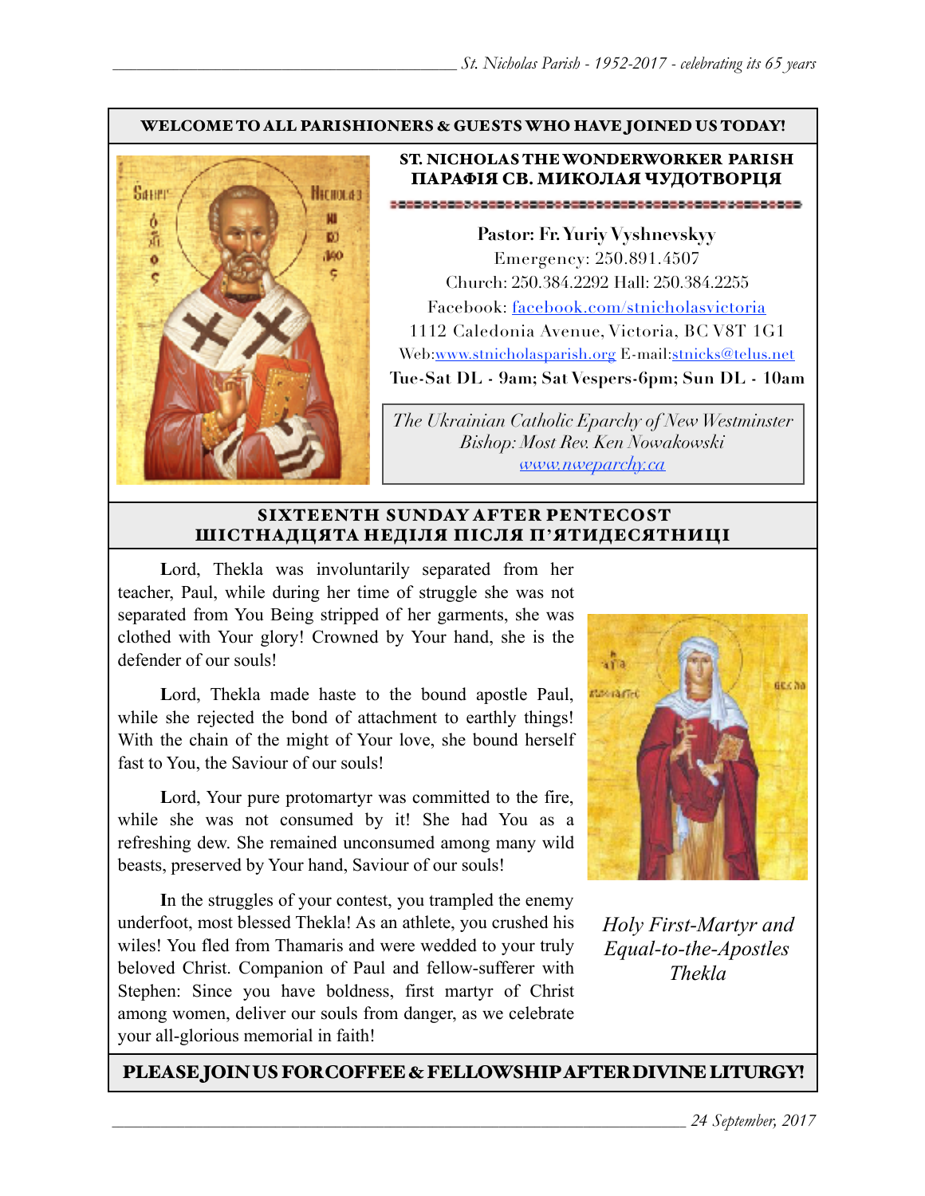WELCOME TO ALL PARISHIONERS & GUESTS WHO HAVE JOINED US TODAY!

## ST. NICHOLAS THE WONDERWORKER PARISH
## ПАРАФІЯ СВ. МИКОЛАЯ ЧУДОТВОРЦЯ

**Pastor: Fr. Yuriy Vyshnevskyy**
Emergency: 250.891.4507
Church: 250.384.2292 Hall: 250.384.2255
Facebook: facebook.com/stnicholasvictoria
1112 Caledonia Avenue, Victoria, BC V8T 1G1
Web:www.stnicholasparish.org E-mail:stnicks@telus.net
**Tue-Sat DL - 9am; Sat Vespers-6pm; Sun DL - 10am**

*The Ukrainian Catholic Eparchy of New Westminster*
*Bishop: Most Rev. Ken Nowakowski*
*www.nweparchy.ca*

## SIXTEENTH SUNDAY AFTER PENTECOST
## ШІСТНАДЦЯТА НЕДІЛЯ ПІСЛЯ П'ЯТИДЕСЯТНИЦІ

**L**ord, Thekla was involuntarily separated from her teacher, Paul, while during her time of struggle she was not separated from You Being stripped of her garments, she was clothed with Your glory! Crowned by Your hand, she is the defender of our souls!

**L**ord, Thekla made haste to the bound apostle Paul, while she rejected the bond of attachment to earthly things! With the chain of the might of Your love, she bound herself fast to You, the Saviour of our souls!

**L**ord, Your pure protomartyr was committed to the fire, while she was not consumed by it! She had You as a refreshing dew. She remained unconsumed among many wild beasts, preserved by Your hand, Saviour of our souls!

**I**n the struggles of your contest, you trampled the enemy underfoot, most blessed Thekla! As an athlete, you crushed his wiles! You fled from Thamaris and were wedded to your truly beloved Christ. Companion of Paul and fellow-sufferer with Stephen: Since you have boldness, first martyr of Christ among women, deliver our souls from danger, as we celebrate your all-glorious memorial in faith!

*Holy First-Martyr and Equal-to-the-Apostles Thekla*

**PLEASE JOIN US FOR COFFEE & FELLOWSHIP AFTER DIVINE LITURGY!**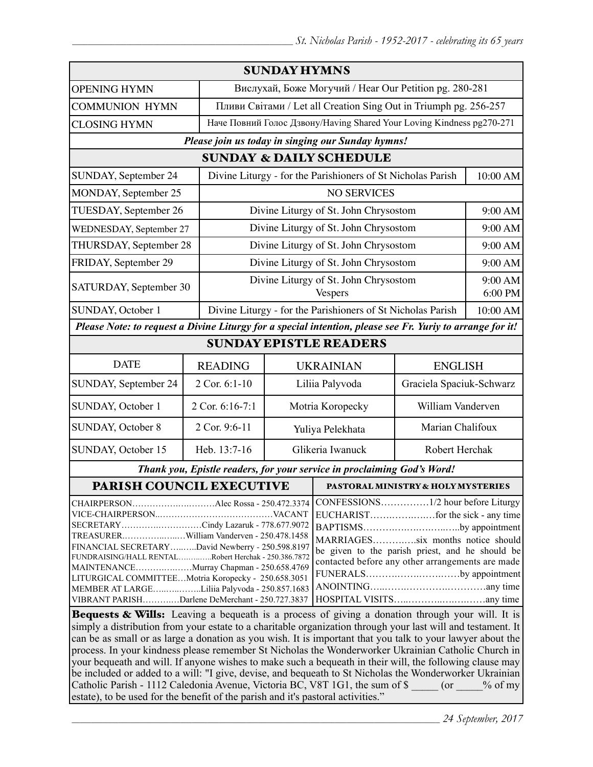## SUNDAY HYMNS

| | |
|---|---|
| OPENING HYMN | Вислухай, Боже Могучий / Hear Our Petition pg. 280-281 |
| COMMUNION HYMN | Пливи Світами / Let all Creation Sing Out in Triumph pg. 256-257 |
| CLOSING HYMN | Наче Повний Голос Дзвону/Having Shared Your Loving Kindness pg270-271 |

***Please join us today in singing our Sunday hymns!***

## SUNDAY & DAILY SCHEDULE

| | | |
|---|---|---|
| SUNDAY, September 24 | Divine Liturgy - for the Parishioners of St Nicholas Parish | 10:00 AM |
| MONDAY, September 25 | NO SERVICES | |
| TUESDAY, September 26 | Divine Liturgy of St. John Chrysostom | 9:00 AM |
| WEDNESDAY, September 27 | Divine Liturgy of St. John Chrysostom | 9:00 AM |
| THURSDAY, September 28 | Divine Liturgy of St. John Chrysostom | 9:00 AM |
| FRIDAY, September 29 | Divine Liturgy of St. John Chrysostom | 9:00 AM |
| SATURDAY, September 30 | Divine Liturgy of St. John Chrysostom<br>Vespers | 9:00 AM<br>6:00 PM |
| SUNDAY, October 1 | Divine Liturgy - for the Parishioners of St Nicholas Parish | 10:00 AM |

***Please Note: to request a Divine Liturgy for a special intention, please see Fr. Yuriy to arrange for it!***

## SUNDAY EPISTLE READERS

| DATE | READING | UKRAINIAN | ENGLISH |
|---|---|---|---|
| SUNDAY, September 24 | 2 Cor. 6:1-10 | Liliia Palyvoda | Graciela Spaciuk-Schwarz |
| SUNDAY, October 1 | 2 Cor. 6:16-7:1 | Motria Koropecky | William Vanderven |
| SUNDAY, October 8 | 2 Cor. 9:6-11 | Yuliya Pelekhata | Marian Chalifoux |
| SUNDAY, October 15 | Heb. 13:7-16 | Glikeria Iwanuck | Robert Herchak |

***Thank you, Epistle readers, for your service in proclaiming God's Word!***

## PARISH COUNCIL EXECUTIVE

CHAIRPERSON……………………Alec Rossa - 250.472.3374
VICE-CHAIRPERSON……………………………VACANT
SECRETARY…………………Cindy Lazaruk - 778.677.9072
TREASURER……………William Vanderven - 250.478.1458
FINANCIAL SECRETARY………David Newberry - 250.598.8197
FUNDRAISING/HALL RENTAL…………Robert Herchak - 250.386.7872
MAINTENANCE……………Murray Chapman - 250.658.4769
LITURGICAL COMMITTEE…Motria Koropecky - 250.658.3051
MEMBER AT LARGE…………Liliia Palyvoda - 250.857.1683
VIBRANT PARISH…………Darlene DeMerchant - 250.727.3837

## PASTORAL MINISTRY & HOLY MYSTERIES

CONFESSIONS……………1/2 hour before Liturgy
EUCHARIST………………for the sick - any time
BAPTISMS…………………………by appointment
MARRIAGES…………six months notice should be given to the parish priest, and he should be contacted before any other arrangements are made
FUNERALS……………………by appointment
ANOINTING…………………………any time
HOSPITAL VISITS……………………any time

**Bequests & Wills:** Leaving a bequeath is a process of giving a donation through your will. It is simply a distribution from your estate to a charitable organization through your last will and testament. It can be as small or as large a donation as you wish. It is important that you talk to your lawyer about the process. In your kindness please remember St Nicholas the Wonderworker Ukrainian Catholic Church in your bequeath and will. If anyone wishes to make such a bequeath in their will, the following clause may be included or added to a will: "I give, devise, and bequeath to St Nicholas the Wonderworker Ukrainian Catholic Parish - 1112 Caledonia Avenue, Victoria BC, V8T 1G1, the sum of $ _____ (or _____% of my estate), to be used for the benefit of the parish and it's pastoral activities."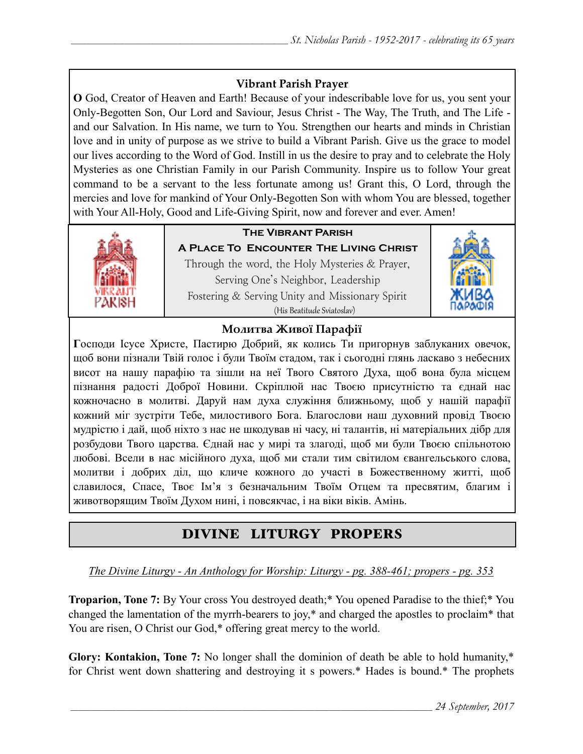### Vibrant Parish Prayer

**O** God, Creator of Heaven and Earth! Because of your indescribable love for us, you sent your Only-Begotten Son, Our Lord and Saviour, Jesus Christ - The Way, The Truth, and The Life - and our Salvation. In His name, we turn to You. Strengthen our hearts and minds in Christian love and in unity of purpose as we strive to build a Vibrant Parish. Give us the grace to model our lives according to the Word of God. Instill in us the desire to pray and to celebrate the Holy Mysteries as one Christian Family in our Parish Community. Inspire us to follow Your great command to be a servant to the less fortunate among us! Grant this, O Lord, through the mercies and love for mankind of Your Only-Begotten Son with whom You are blessed, together with Your All-Holy, Good and Life-Giving Spirit, now and forever and ever. Amen!

**The Vibrant Parish**

**A Place To Encounter The Living Christ**

Through the word, the Holy Mysteries & Prayer,
Serving One's Neighbor, Leadership
Fostering & Serving Unity and Missionary Spirit
(His Beatitude Sviatoslav)

### Молитва Живої Парафії

**Г**осподи Ісусе Христе, Пастирю Добрий, як колись Ти пригорнув заблуканих овечок, щоб вони пізнали Твій голос і були Твоїм стадом, так і сьогодні глянь ласкаво з небесних висот на нашу парафію та зішли на неї Твого Святого Духа, щоб вона була місцем пізнання радості Доброї Новини. Скріплюй нас Твоєю присутністю та єднай нас кожночасно в молитві. Даруй нам духа служіння ближньому, щоб у нашій парафії кожний міг зустріти Тебе, милостивого Бога. Благослови наш духовний провід Твоєю мудрістю і дай, щоб ніхто з нас не шкодував ні часу, ні талантів, ні матеріальних дібр для розбудови Твого царства. Єднай нас у мирі та злагоді, щоб ми були Твоєю спільнотою любові. Всели в нас місійного духа, щоб ми стали тим світилом євангельського слова, молитви і добрих діл, що кличе кожного до участі в Божественному житті, щоб славилося, Спасе, Твоє Ім'я з безначальним Твоїм Отцем та пресвятим, благим і животворящим Твоїм Духом нині, і повсякчас, і на віки віків. Амінь.

## DIVINE LITURGY PROPERS

*The Divine Liturgy - An Anthology for Worship: Liturgy - pg. 388-461; propers - pg. 353*

**Troparion, Tone 7:** By Your cross You destroyed death;* You opened Paradise to the thief;* You changed the lamentation of the myrrh-bearers to joy,* and charged the apostles to proclaim* that You are risen, O Christ our God,* offering great mercy to the world.

**Glory: Kontakion, Tone 7:** No longer shall the dominion of death be able to hold humanity,* for Christ went down shattering and destroying it s powers.* Hades is bound.* The prophets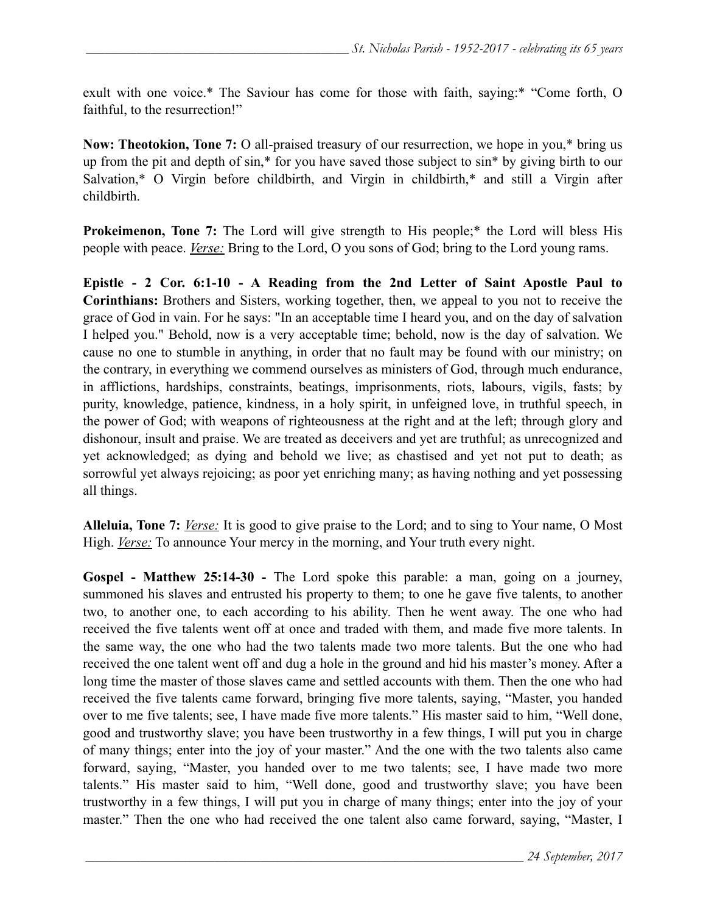exult with one voice.* The Saviour has come for those with faith, saying:* “Come forth, O faithful, to the resurrection!”

**Now: Theotokion, Tone 7:** O all-praised treasury of our resurrection, we hope in you,* bring us up from the pit and depth of sin,* for you have saved those subject to sin* by giving birth to our Salvation,* O Virgin before childbirth, and Virgin in childbirth,* and still a Virgin after childbirth.

**Prokeimenon, Tone 7:** The Lord will give strength to His people;* the Lord will bless His people with peace. *Verse:* Bring to the Lord, O you sons of God; bring to the Lord young rams.

**Epistle - 2 Cor. 6:1-10 - A Reading from the 2nd Letter of Saint Apostle Paul to Corinthians:** Brothers and Sisters, working together, then, we appeal to you not to receive the grace of God in vain. For he says: "In an acceptable time I heard you, and on the day of salvation I helped you." Behold, now is a very acceptable time; behold, now is the day of salvation. We cause no one to stumble in anything, in order that no fault may be found with our ministry; on the contrary, in everything we commend ourselves as ministers of God, through much endurance, in afflictions, hardships, constraints, beatings, imprisonments, riots, labours, vigils, fasts; by purity, knowledge, patience, kindness, in a holy spirit, in unfeigned love, in truthful speech, in the power of God; with weapons of righteousness at the right and at the left; through glory and dishonour, insult and praise. We are treated as deceivers and yet are truthful; as unrecognized and yet acknowledged; as dying and behold we live; as chastised and yet not put to death; as sorrowful yet always rejoicing; as poor yet enriching many; as having nothing and yet possessing all things.

**Alleluia, Tone 7:** *Verse:* It is good to give praise to the Lord; and to sing to Your name, O Most High. *Verse:* To announce Your mercy in the morning, and Your truth every night.

**Gospel - Matthew 25:14-30 -** The Lord spoke this parable: a man, going on a journey, summoned his slaves and entrusted his property to them; to one he gave five talents, to another two, to another one, to each according to his ability. Then he went away. The one who had received the five talents went off at once and traded with them, and made five more talents. In the same way, the one who had the two talents made two more talents. But the one who had received the one talent went off and dug a hole in the ground and hid his master’s money. After a long time the master of those slaves came and settled accounts with them. Then the one who had received the five talents came forward, bringing five more talents, saying, “Master, you handed over to me five talents; see, I have made five more talents.” His master said to him, “Well done, good and trustworthy slave; you have been trustworthy in a few things, I will put you in charge of many things; enter into the joy of your master.” And the one with the two talents also came forward, saying, “Master, you handed over to me two talents; see, I have made two more talents.” His master said to him, “Well done, good and trustworthy slave; you have been trustworthy in a few things, I will put you in charge of many things; enter into the joy of your master.” Then the one who had received the one talent also came forward, saying, “Master, I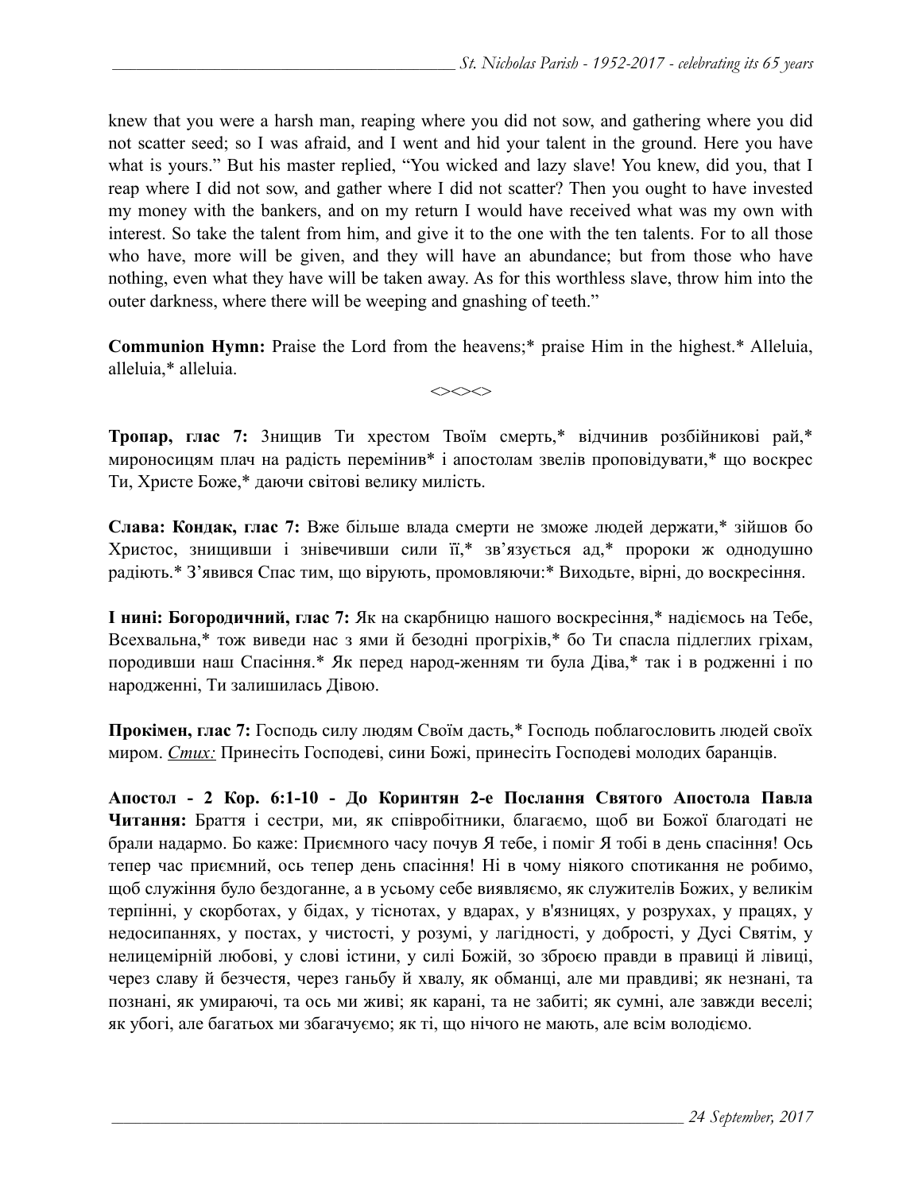knew that you were a harsh man, reaping where you did not sow, and gathering where you did not scatter seed; so I was afraid, and I went and hid your talent in the ground. Here you have what is yours." But his master replied, "You wicked and lazy slave! You knew, did you, that I reap where I did not sow, and gather where I did not scatter? Then you ought to have invested my money with the bankers, and on my return I would have received what was my own with interest. So take the talent from him, and give it to the one with the ten talents. For to all those who have, more will be given, and they will have an abundance; but from those who have nothing, even what they have will be taken away. As for this worthless slave, throw him into the outer darkness, where there will be weeping and gnashing of teeth."

**Communion Hymn:** Praise the Lord from the heavens;* praise Him in the highest.* Alleluia, alleluia,* alleluia.

<><><>

**Тропар, глас 7:** Знищив Ти хрестом Твоїм смерть,* відчинив розбійникові рай,* мироносицям плач на радість перемінив* і апостолам звелів проповідувати,* що воскрес Ти, Христе Боже,* даючи світові велику милість.

**Слава: Кондак, глас 7:** Вже більше влада смерти не зможе людей держати,* зійшов бо Христос, знищивши і знівечивши сили її,* зв'язується ад,* пророки ж однодушно радіють.* З'явився Спас тим, що вірують, промовляючи:* Виходьте, вірні, до воскресіння.

**І нині: Богородичний, глас 7:** Як на скарбницю нашого воскресіння,* надіємось на Тебе, Всехвальна,* тож виведи нас з ями й безодні прогріхів,* бо Ти спасла підлеглих гріхам, породивши наш Спасіння.* Як перед народ-женням ти була Діва,* так і в родженні і по народженні, Ти залишилась Дівою.

**Прокімен, глас 7:** Господь силу людям Своїм дасть,* Господь поблагословить людей своїх миром. *Стих:* Принесіть Господеві, сини Божі, принесіть Господеві молодих баранців.

**Апостол - 2 Кор. 6:1-10 - До Коринтян 2-е Послання Святого Апостола Павла Читання:** Браття і сестри, ми, як співробітники, благаємо, щоб ви Божої благодаті не брали надармо. Бо каже: Приємного часу почув Я тебе, і поміг Я тобі в день спасіння! Ось тепер час приємний, ось тепер день спасіння! Ні в чому ніякого спотикання не робимо, щоб служіння було бездоганне, а в усьому себе виявляємо, як служителів Божих, у великім терпінні, у скорботах, у бідах, у тіснотах, у вдарах, у в'язницях, у розрухах, у працях, у недосипаннях, у постах, у чистості, у розумі, у лагідності, у добрості, у Дусі Святім, у нелицемірній любові, у слові істини, у силі Божій, зо зброєю правди в правиці й лівиці, через славу й безчестя, через ганьбу й хвалу, як обманці, але ми правдиві; як незнані, та познані, як умираючі, та ось ми живі; як карані, та не забиті; як сумні, але завжди веселі; як убогі, але багатьох ми збагачуємо; як ті, що нічого не мають, але всім володіємо.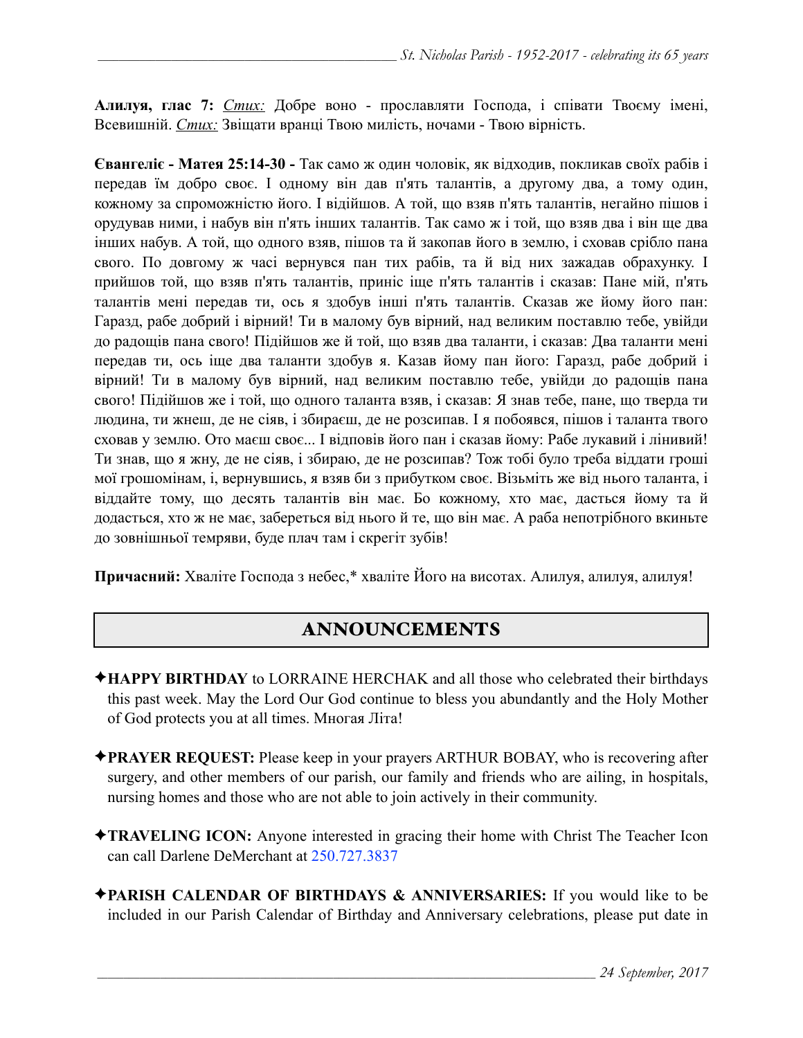**Алилуя, глас 7:** *Стих:* Добре воно - прославляти Господа, і співати Твоєму імені, Всевишній. *Стих:* Звіщати вранці Твою милість, ночами - Твою вірність.

**Євангеліє - Матея 25:14-30 -** Так само ж один чоловік, як відходив, покликав своїх рабів і передав їм добро своє. І одному він дав п'ять талантів, а другому два, а тому один, кожному за спроможністю його. І відійшов. А той, що взяв п'ять талантів, негайно пішов і орудував ними, і набув він п'ять інших талантів. Так само ж і той, що взяв два і він ще два інших набув. А той, що одного взяв, пішов та й закопав його в землю, і сховав срібло пана свого. По довгому ж часі вернувся пан тих рабів, та й від них зажадав обрахунку. І прийшов той, що взяв п'ять талантів, приніс іще п'ять талантів і сказав: Пане мій, п'ять талантів мені передав ти, ось я здобув інші п'ять талантів. Сказав же йому його пан: Гаразд, рабе добрий і вірний! Ти в малому був вірний, над великим поставлю тебе, увійди до радощів пана свого! Підійшов же й той, що взяв два таланти, і сказав: Два таланти мені передав ти, ось іще два таланти здобув я. Казав йому пан його: Гаразд, рабе добрий і вірний! Ти в малому був вірний, над великим поставлю тебе, увійди до радощів пана свого! Підійшов же і той, що одного таланта взяв, і сказав: Я знав тебе, пане, що тверда ти людина, ти жнеш, де не сіяв, і збираєш, де не розсипав. І я побоявся, пішов і таланта твого сховав у землю. Ото маєш своє... І відповів його пан і сказав йому: Рабе лукавий і лінивий! Ти знав, що я жну, де не сіяв, і збираю, де не розсипав? Тож тобі було треба віддати гроші мої грошомінам, і, вернувшись, я взяв би з прибутком своє. Візьміть же від нього таланта, і віддайте тому, що десять талантів він має. Бо кожному, хто має, дасться йому та й додасться, хто ж не має, забереться від нього й те, що він має. А раба непотрібного вкиньте до зовнішньої темряви, буде плач там і скрегіт зубів!

**Причасний:** Хваліте Господа з небес,* хваліте Його на висотах. Алилуя, алилуя, алилуя!

## ANNOUNCEMENTS

✦**HAPPY BIRTHDAY** to LORRAINE HERCHAK and all those who celebrated their birthdays this past week. May the Lord Our God continue to bless you abundantly and the Holy Mother of God protects you at all times. Многая Літа!

✦**PRAYER REQUEST:** Please keep in your prayers ARTHUR BOBAY, who is recovering after surgery, and other members of our parish, our family and friends who are ailing, in hospitals, nursing homes and those who are not able to join actively in their community.

✦**TRAVELING ICON:** Anyone interested in gracing their home with Christ The Teacher Icon can call Darlene DeMerchant at 250.727.3837

✦**PARISH CALENDAR OF BIRTHDAYS & ANNIVERSARIES:** If you would like to be included in our Parish Calendar of Birthday and Anniversary celebrations, please put date in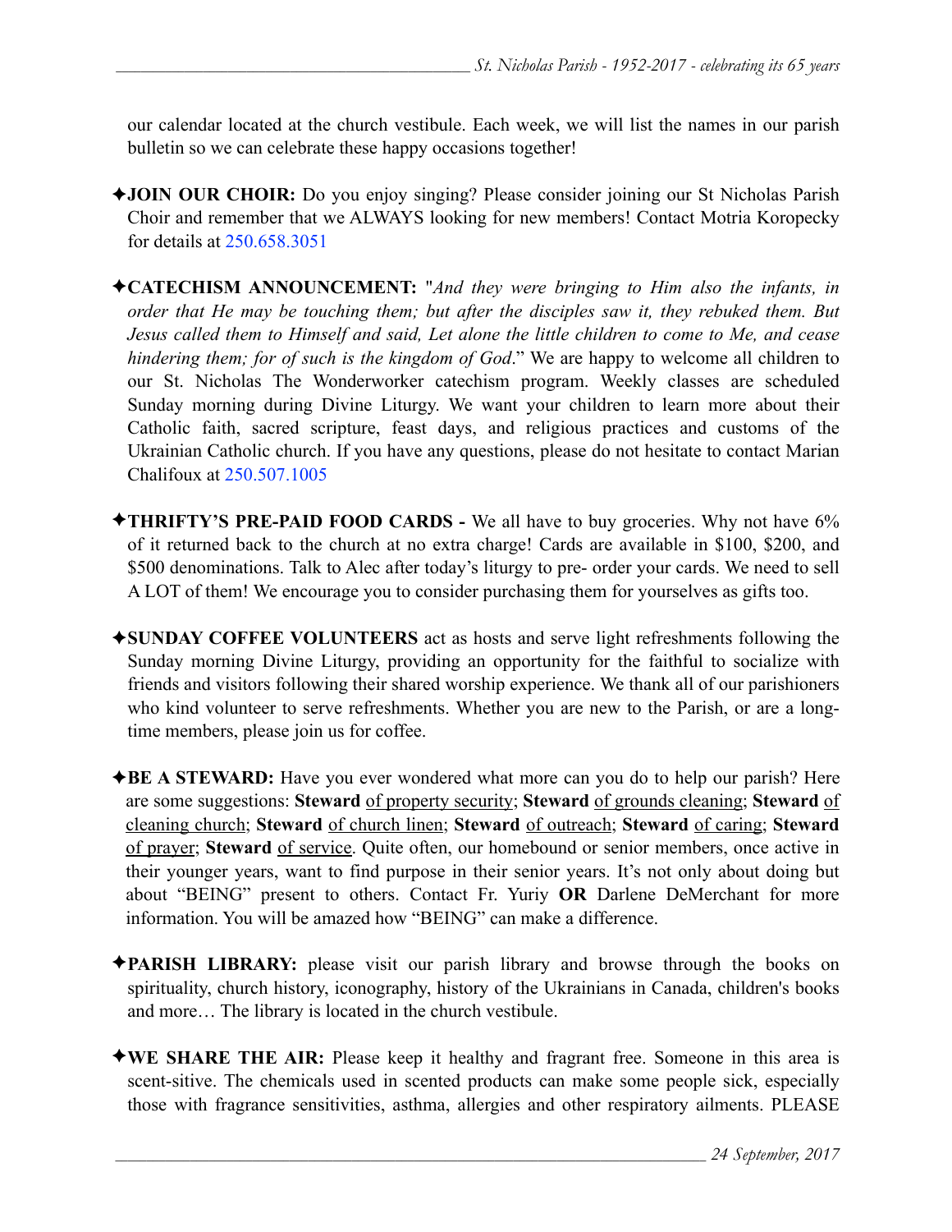our calendar located at the church vestibule. Each week, we will list the names in our parish bulletin so we can celebrate these happy occasions together!

✦**JOIN OUR CHOIR:** Do you enjoy singing? Please consider joining our St Nicholas Parish Choir and remember that we ALWAYS looking for new members! Contact Motria Koropecky for details at 250.658.3051

✦**CATECHISM ANNOUNCEMENT:** "*And they were bringing to Him also the infants, in order that He may be touching them; but after the disciples saw it, they rebuked them. But Jesus called them to Himself and said, Let alone the little children to come to Me, and cease hindering them; for of such is the kingdom of God*." We are happy to welcome all children to our St. Nicholas The Wonderworker catechism program. Weekly classes are scheduled Sunday morning during Divine Liturgy. We want your children to learn more about their Catholic faith, sacred scripture, feast days, and religious practices and customs of the Ukrainian Catholic church. If you have any questions, please do not hesitate to contact Marian Chalifoux at 250.507.1005

✦**THRIFTY'S PRE-PAID FOOD CARDS -** We all have to buy groceries. Why not have 6% of it returned back to the church at no extra charge! Cards are available in $100, $200, and $500 denominations. Talk to Alec after today's liturgy to pre- order your cards. We need to sell A LOT of them! We encourage you to consider purchasing them for yourselves as gifts too.

✦**SUNDAY COFFEE VOLUNTEERS** act as hosts and serve light refreshments following the Sunday morning Divine Liturgy, providing an opportunity for the faithful to socialize with friends and visitors following their shared worship experience. We thank all of our parishioners who kind volunteer to serve refreshments. Whether you are new to the Parish, or are a long-time members, please join us for coffee.

✦**BE A STEWARD:** Have you ever wondered what more can you do to help our parish? Here are some suggestions: **Steward** of property security; **Steward** of grounds cleaning; **Steward** of cleaning church; **Steward** of church linen; **Steward** of outreach; **Steward** of caring; **Steward** of prayer; **Steward** of service. Quite often, our homebound or senior members, once active in their younger years, want to find purpose in their senior years. It's not only about doing but about "BEING" present to others. Contact Fr. Yuriy **OR** Darlene DeMerchant for more information. You will be amazed how "BEING" can make a difference.

✦**PARISH LIBRARY:** please visit our parish library and browse through the books on spirituality, church history, iconography, history of the Ukrainians in Canada, children's books and more… The library is located in the church vestibule.

✦**WE SHARE THE AIR:** Please keep it healthy and fragrant free. Someone in this area is scent-sitive. The chemicals used in scented products can make some people sick, especially those with fragrance sensitivities, asthma, allergies and other respiratory ailments. PLEASE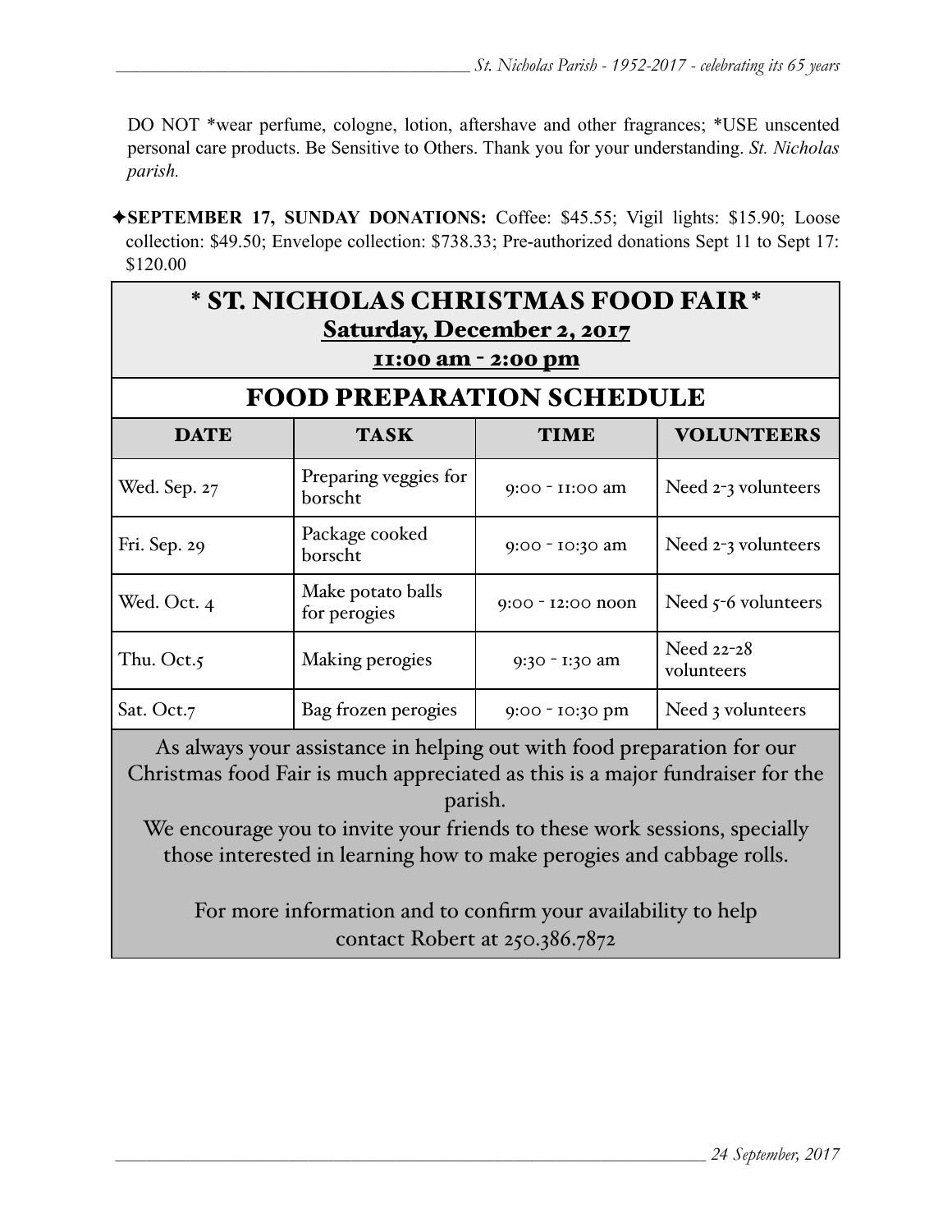DO NOT *wear perfume, cologne, lotion, aftershave and other fragrances; *USE unscented personal care products. Be Sensitive to Others. Thank you for your understanding. *St. Nicholas parish.*

✦**SEPTEMBER 17, SUNDAY DONATIONS:** Coffee: $45.55; Vigil lights: $15.90; Loose collection: $49.50; Envelope collection: $738.33; Pre-authorized donations Sept 11 to Sept 17: $120.00

## * ST. NICHOLAS CHRISTMAS FOOD FAIR *

**Saturday, December 2, 2017**

**11:00 am - 2:00 pm**

## FOOD PREPARATION SCHEDULE

| DATE | TASK | TIME | VOLUNTEERS |
|---|---|---|---|
| Wed. Sep. 27 | Preparing veggies for borscht | 9:00 - 11:00 am | Need 2-3 volunteers |
| Fri. Sep. 29 | Package cooked borscht | 9:00 - 10:30 am | Need 2-3 volunteers |
| Wed. Oct. 4 | Make potato balls for perogies | 9:00 - 12:00 noon | Need 5-6 volunteers |
| Thu. Oct.5 | Making perogies | 9:30 - 1:30 am | Need 22-28 volunteers |
| Sat. Oct.7 | Bag frozen perogies | 9:00 - 10:30 pm | Need 3 volunteers |

As always your assistance in helping out with food preparation for our Christmas food Fair is much appreciated as this is a major fundraiser for the parish.

We encourage you to invite your friends to these work sessions, specially those interested in learning how to make perogies and cabbage rolls.

For more information and to confirm your availability to help contact Robert at 250.386.7872